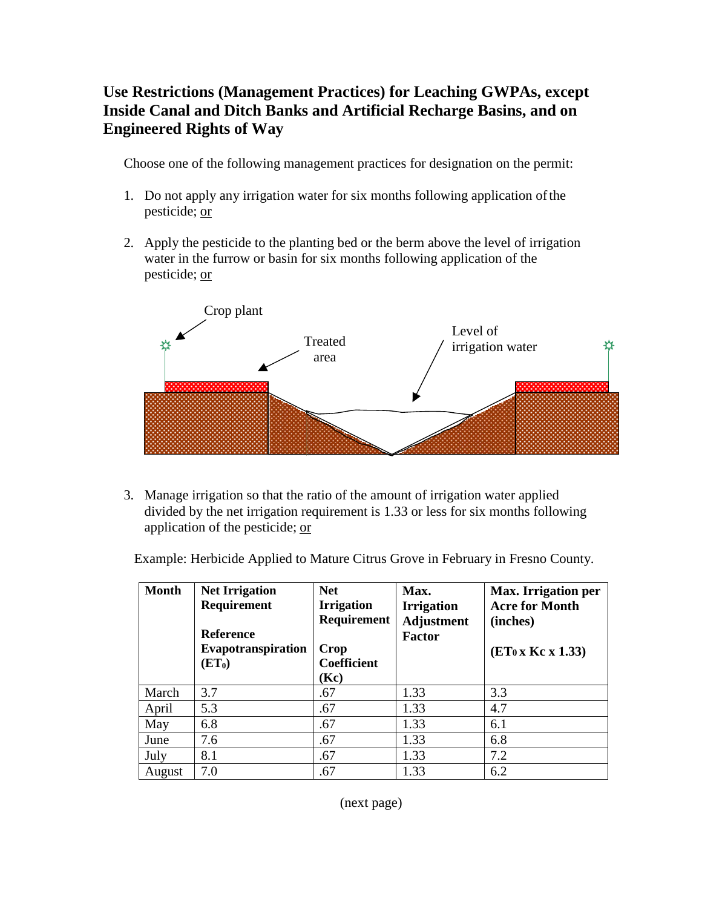## Use Restrictions (Management Practices) for Leaching GWPAs, except Inside Canal and Ditch Banks and Artificial Recharge Basins, and on Engineered Rights of Way

Choose one of the following management practices for designation on the permit:

1. Do not apply any irrigation water for six months following application of the pesticide; or

2. Apply the pesticide to the planting bed or the berm above the level of irrigation water in the furrow or basin for six months following application of the pesticide; or

Crop plant

Treated area

Level of irrigation water

3. Manage irrigation so that the ratio of the amount of irrigation water applied divided by the net irrigation requirement is 1.33 or less for six months following application of the pesticide; or

Example: Herbicide Applied to Mature Citrus Grove in February in Fresno County.

| Month | Net Irrigation Requirement<br><br>Reference Evapotranspiration ($ET_0$) | Net Irrigation Requirement<br><br>Crop Coefficient (Kc) | Max. Irrigation Adjustment Factor | Max. Irrigation per Acre for Month (inches)<br><br>($ET_0$ x Kc x 1.33) |
|---|---|---|---|---|
| March | 3.7 | .67 | 1.33 | 3.3 |
| April | 5.3 | .67 | 1.33 | 4.7 |
| May | 6.8 | .67 | 1.33 | 6.1 |
| June | 7.6 | .67 | 1.33 | 6.8 |
| July | 8.1 | .67 | 1.33 | 7.2 |
| August | 7.0 | .67 | 1.33 | 6.2 |

(next page)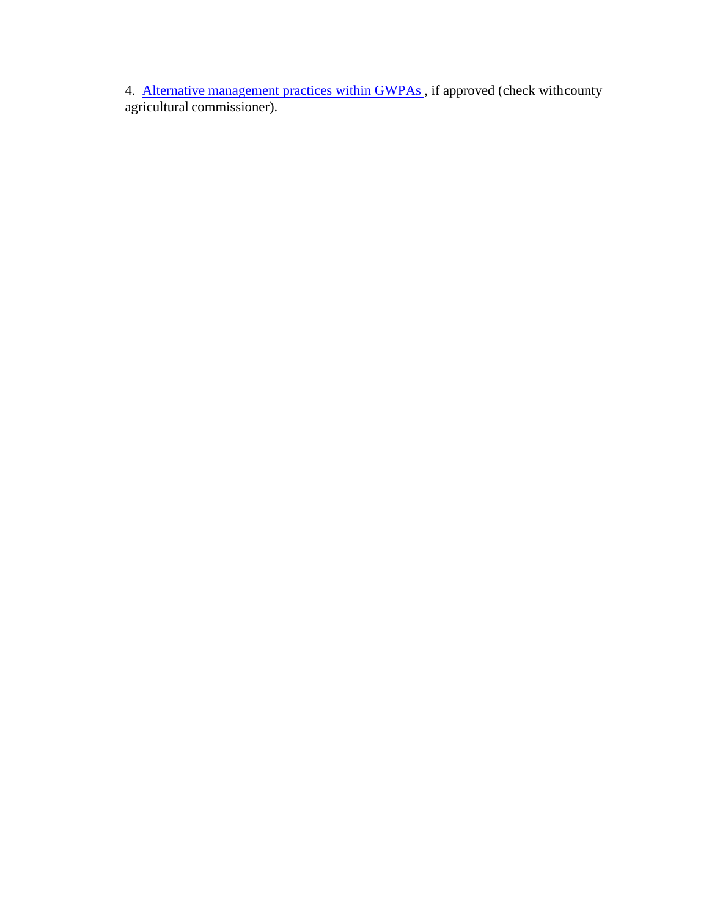4. Alternative management practices within GWPAs , if approved (check with county agricultural commissioner).